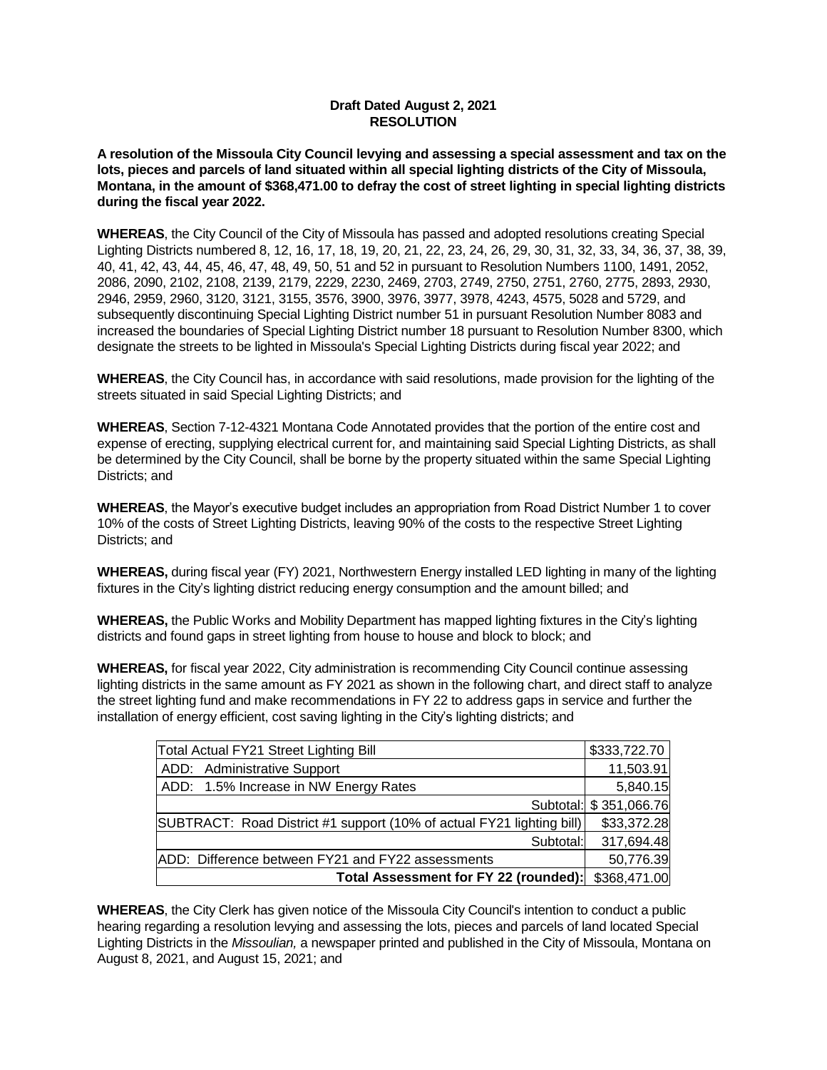**Draft Dated August 2, 2021**
**RESOLUTION**

**A resolution of the Missoula City Council levying and assessing a special assessment and tax on the lots, pieces and parcels of land situated within all special lighting districts of the City of Missoula, Montana, in the amount of $368,471.00 to defray the cost of street lighting in special lighting districts during the fiscal year 2022.**

**WHEREAS**, the City Council of the City of Missoula has passed and adopted resolutions creating Special Lighting Districts numbered 8, 12, 16, 17, 18, 19, 20, 21, 22, 23, 24, 26, 29, 30, 31, 32, 33, 34, 36, 37, 38, 39, 40, 41, 42, 43, 44, 45, 46, 47, 48, 49, 50, 51 and 52 in pursuant to Resolution Numbers 1100, 1491, 2052, 2086, 2090, 2102, 2108, 2139, 2179, 2229, 2230, 2469, 2703, 2749, 2750, 2751, 2760, 2775, 2893, 2930, 2946, 2959, 2960, 3120, 3121, 3155, 3576, 3900, 3976, 3977, 3978, 4243, 4575, 5028 and 5729, and subsequently discontinuing Special Lighting District number 51 in pursuant Resolution Number 8083 and increased the boundaries of Special Lighting District number 18 pursuant to Resolution Number 8300, which designate the streets to be lighted in Missoula's Special Lighting Districts during fiscal year 2022; and

**WHEREAS**, the City Council has, in accordance with said resolutions, made provision for the lighting of the streets situated in said Special Lighting Districts; and

**WHEREAS**, Section 7-12-4321 Montana Code Annotated provides that the portion of the entire cost and expense of erecting, supplying electrical current for, and maintaining said Special Lighting Districts, as shall be determined by the City Council, shall be borne by the property situated within the same Special Lighting Districts; and

**WHEREAS**, the Mayor's executive budget includes an appropriation from Road District Number 1 to cover 10% of the costs of Street Lighting Districts, leaving 90% of the costs to the respective Street Lighting Districts; and

**WHEREAS,** during fiscal year (FY) 2021, Northwestern Energy installed LED lighting in many of the lighting fixtures in the City's lighting district reducing energy consumption and the amount billed; and

**WHEREAS,** the Public Works and Mobility Department has mapped lighting fixtures in the City's lighting districts and found gaps in street lighting from house to house and block to block; and

**WHEREAS,** for fiscal year 2022, City administration is recommending City Council continue assessing lighting districts in the same amount as FY 2021 as shown in the following chart, and direct staff to analyze the street lighting fund and make recommendations in FY 22 to address gaps in service and further the installation of energy efficient, cost saving lighting in the City's lighting districts; and

| | |
|---|---|
| Total Actual FY21 Street Lighting Bill | $333,722.70 |
| ADD: Administrative Support | 11,503.91 |
| ADD: 1.5% Increase in NW Energy Rates | 5,840.15 |
| Subtotal: | $ 351,066.76 |
| SUBTRACT: Road District #1 support (10% of actual FY21 lighting bill) | $33,372.28 |
| Subtotal: | 317,694.48 |
| ADD: Difference between FY21 and FY22 assessments | 50,776.39 |
| **Total Assessment for FY 22 (rounded):** | $368,471.00 |

**WHEREAS**, the City Clerk has given notice of the Missoula City Council's intention to conduct a public hearing regarding a resolution levying and assessing the lots, pieces and parcels of land located Special Lighting Districts in the *Missoulian,* a newspaper printed and published in the City of Missoula, Montana on August 8, 2021, and August 15, 2021; and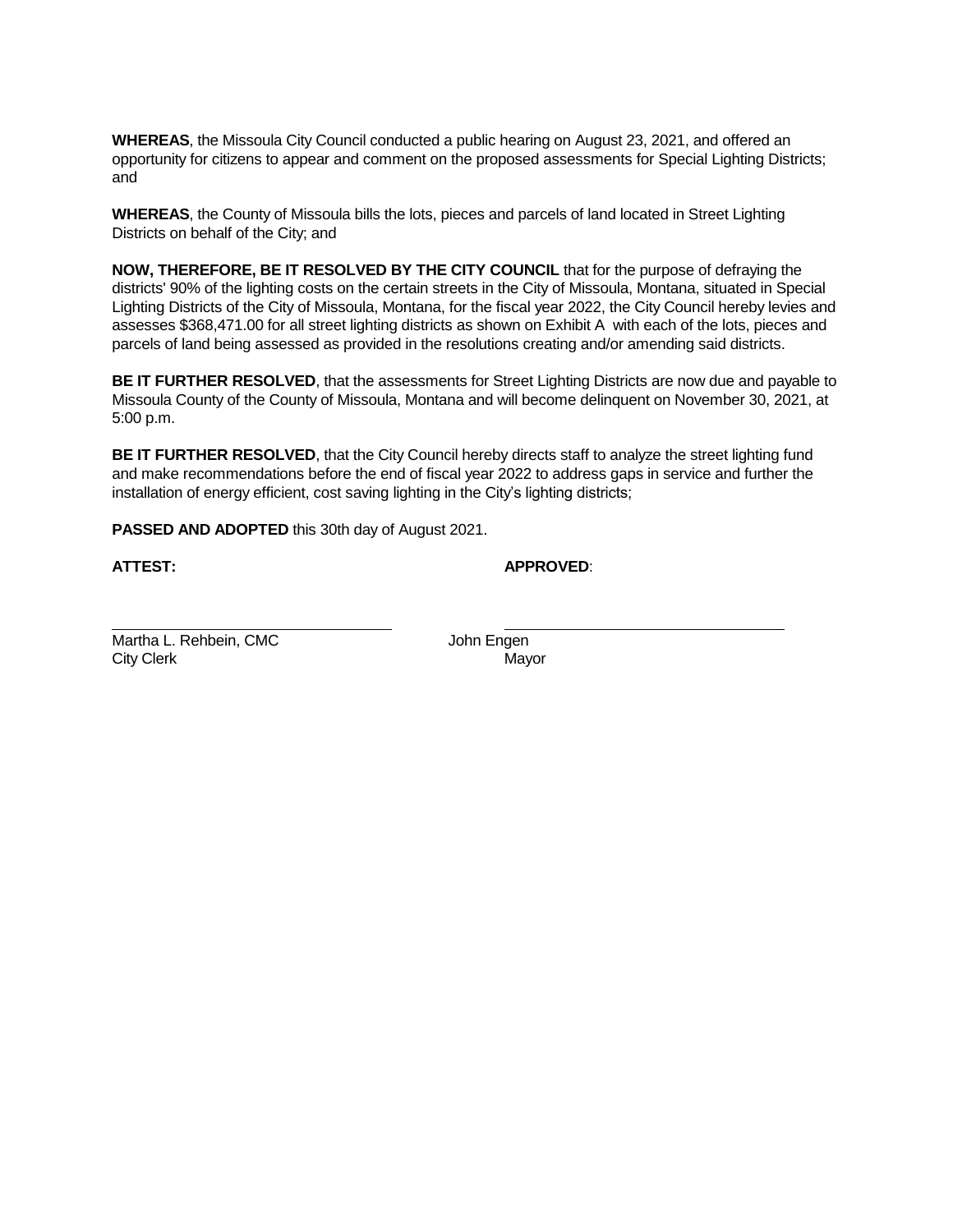**WHEREAS**, the Missoula City Council conducted a public hearing on August 23, 2021, and offered an opportunity for citizens to appear and comment on the proposed assessments for Special Lighting Districts; and

**WHEREAS**, the County of Missoula bills the lots, pieces and parcels of land located in Street Lighting Districts on behalf of the City; and

**NOW, THEREFORE, BE IT RESOLVED BY THE CITY COUNCIL** that for the purpose of defraying the districts' 90% of the lighting costs on the certain streets in the City of Missoula, Montana, situated in Special Lighting Districts of the City of Missoula, Montana, for the fiscal year 2022, the City Council hereby levies and assesses $368,471.00 for all street lighting districts as shown on Exhibit A with each of the lots, pieces and parcels of land being assessed as provided in the resolutions creating and/or amending said districts.

**BE IT FURTHER RESOLVED**, that the assessments for Street Lighting Districts are now due and payable to Missoula County of the County of Missoula, Montana and will become delinquent on November 30, 2021, at 5:00 p.m.

**BE IT FURTHER RESOLVED**, that the City Council hereby directs staff to analyze the street lighting fund and make recommendations before the end of fiscal year 2022 to address gaps in service and further the installation of energy efficient, cost saving lighting in the City's lighting districts;

**PASSED AND ADOPTED** this 30th day of August 2021.

**ATTEST:**

\_\_\_\_\_\_\_\_\_\_\_\_\_\_\_\_\_\_\_\_\_\_\_\_\_\_\_\_\_\_

Martha L. Rehbein, CMC
City Clerk

**APPROVED**:

\_\_\_\_\_\_\_\_\_\_\_\_\_\_\_\_\_\_\_\_\_\_\_\_\_\_\_\_\_\_

John Engen
Mayor